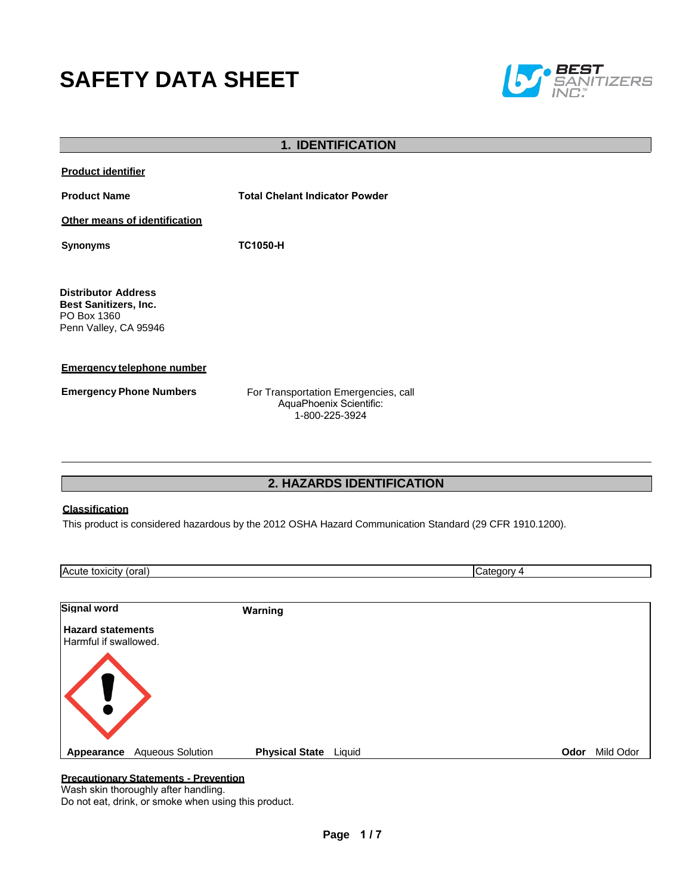# SAFETY DATA SHEET

BEST SANITIZERS INC.

## 1. IDENTIFICATION

**Product identifier**

**Product Name** **Total Chelant Indicator Powder**

**Other means of identification**

**Synonyms** **TC1050-H**

**Distributor Address**
**Best Sanitizers, Inc.**
PO Box 1360
Penn Valley, CA 95946

**Emergency telephone number**

**Emergency Phone Numbers** For Transportation Emergencies, call AquaPhoenix Scientific: 1-800-225-3924

## 2. HAZARDS IDENTIFICATION

**Classification**

This product is considered hazardous by the 2012 OSHA Hazard Communication Standard (29 CFR 1910.1200).

| Acute toxicity (oral) | Category 4 |
|---|---|

**Signal word** **Warning**

**Hazard statements**
Harmful if swallowed.

**Appearance** Aqueous Solution **Physical State** Liquid **Odor** Mild Odor

**Precautionary Statements - Prevention**
Wash skin thoroughly after handling.
Do not eat, drink, or smoke when using this product.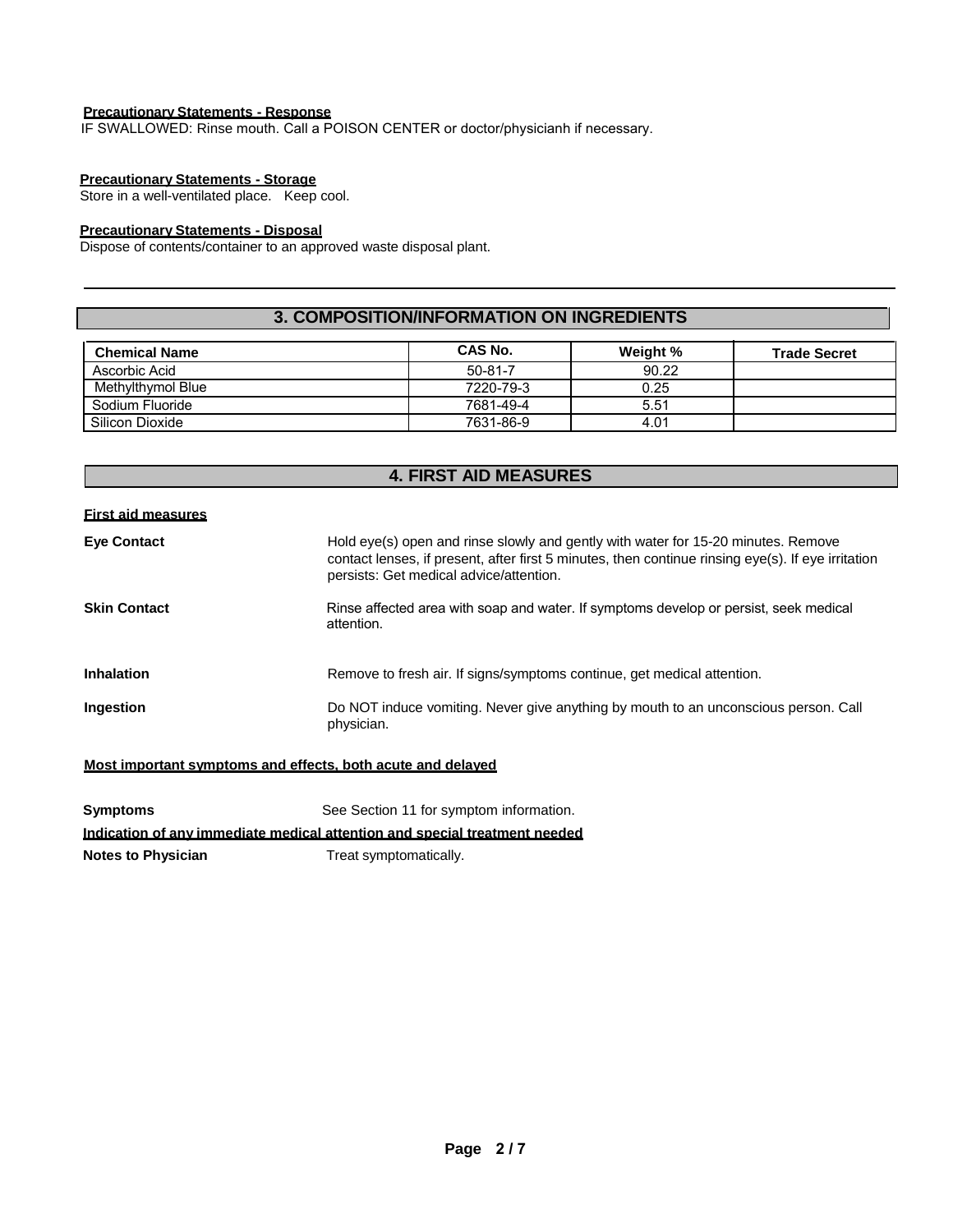**Precautionary Statements - Response**

IF SWALLOWED: Rinse mouth. Call a POISON CENTER or doctor/physicianh if necessary.

**Precautionary Statements - Storage**

Store in a well-ventilated place. Keep cool.

**Precautionary Statements - Disposal**

Dispose of contents/container to an approved waste disposal plant.

## 3. COMPOSITION/INFORMATION ON INGREDIENTS

| Chemical Name | CAS No. | Weight % | Trade Secret |
|---|---|---|---|
| Ascorbic Acid | 50-81-7 | 90.22 | |
| Methylthymol Blue | 7220-79-3 | 0.25 | |
| Sodium Fluoride | 7681-49-4 | 5.51 | |
| Silicon Dioxide | 7631-86-9 | 4.01 | |

## 4. FIRST AID MEASURES

**First aid measures**

**Eye Contact**
Hold eye(s) open and rinse slowly and gently with water for 15-20 minutes. Remove contact lenses, if present, after first 5 minutes, then continue rinsing eye(s). If eye irritation persists: Get medical advice/attention.

**Skin Contact**
Rinse affected area with soap and water. If symptoms develop or persist, seek medical attention.

**Inhalation**
Remove to fresh air. If signs/symptoms continue, get medical attention.

**Ingestion**
Do NOT induce vomiting. Never give anything by mouth to an unconscious person. Call physician.

**Most important symptoms and effects, both acute and delayed**

**Symptoms**
See Section 11 for symptom information.

**Indication of any immediate medical attention and special treatment needed**

**Notes to Physician**
Treat symptomatically.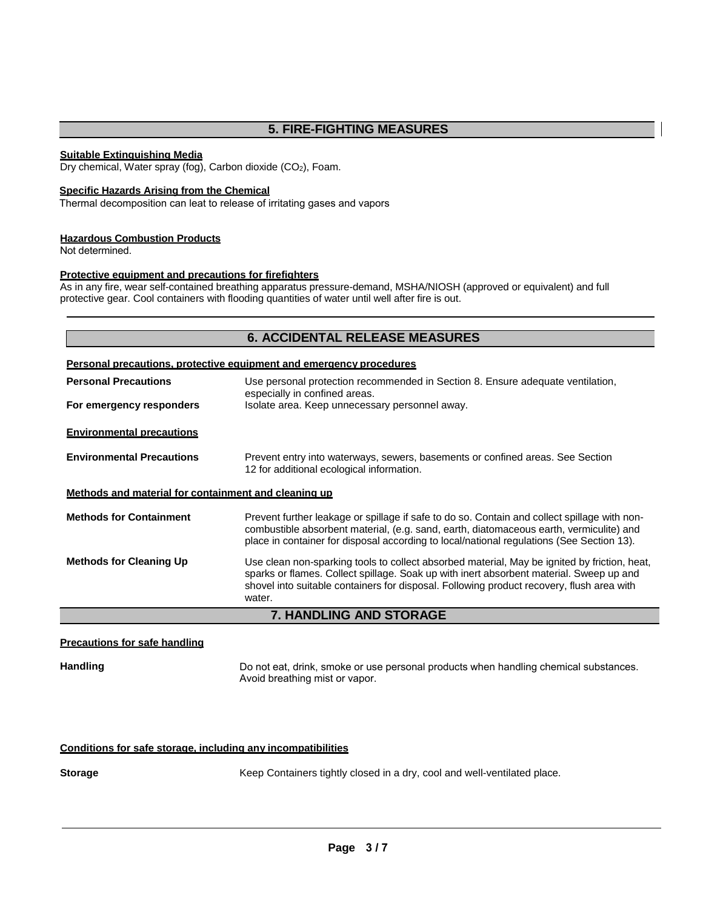## 5. FIRE-FIGHTING MEASURES

**Suitable Extinguishing Media**

Dry chemical, Water spray (fog), Carbon dioxide ($CO_2$), Foam.

**Specific Hazards Arising from the Chemical**

Thermal decomposition can leat to release of irritating gases and vapors

**Hazardous Combustion Products**

Not determined.

**Protective equipment and precautions for firefighters**

As in any fire, wear self-contained breathing apparatus pressure-demand, MSHA/NIOSH (approved or equivalent) and full protective gear. Cool containers with flooding quantities of water until well after fire is out.

## 6. ACCIDENTAL RELEASE MEASURES

**Personal precautions, protective equipment and emergency procedures**

| | |
|---|---|
| **Personal Precautions** | Use personal protection recommended in Section 8. Ensure adequate ventilation, especially in confined areas. |
| **For emergency responders** | Isolate area. Keep unnecessary personnel away. |

**Environmental precautions**

| | |
|---|---|
| **Environmental Precautions** | Prevent entry into waterways, sewers, basements or confined areas. See Section 12 for additional ecological information. |

**Methods and material for containment and cleaning up**

| | |
|---|---|
| **Methods for Containment** | Prevent further leakage or spillage if safe to do so. Contain and collect spillage with non-combustible absorbent material, (e.g. sand, earth, diatomaceous earth, vermiculite) and place in container for disposal according to local/national regulations (See Section 13). |
| **Methods for Cleaning Up** | Use clean non-sparking tools to collect absorbed material, May be ignited by friction, heat, sparks or flames. Collect spillage. Soak up with inert absorbent material. Sweep up and shovel into suitable containers for disposal. Following product recovery, flush area with water. |

## 7. HANDLING AND STORAGE

**Precautions for safe handling**

| | |
|---|---|
| **Handling** | Do not eat, drink, smoke or use personal products when handling chemical substances. Avoid breathing mist or vapor. |

**Conditions for safe storage, including any incompatibilities**

| | |
|---|---|
| **Storage** | Keep Containers tightly closed in a dry, cool and well-ventilated place. |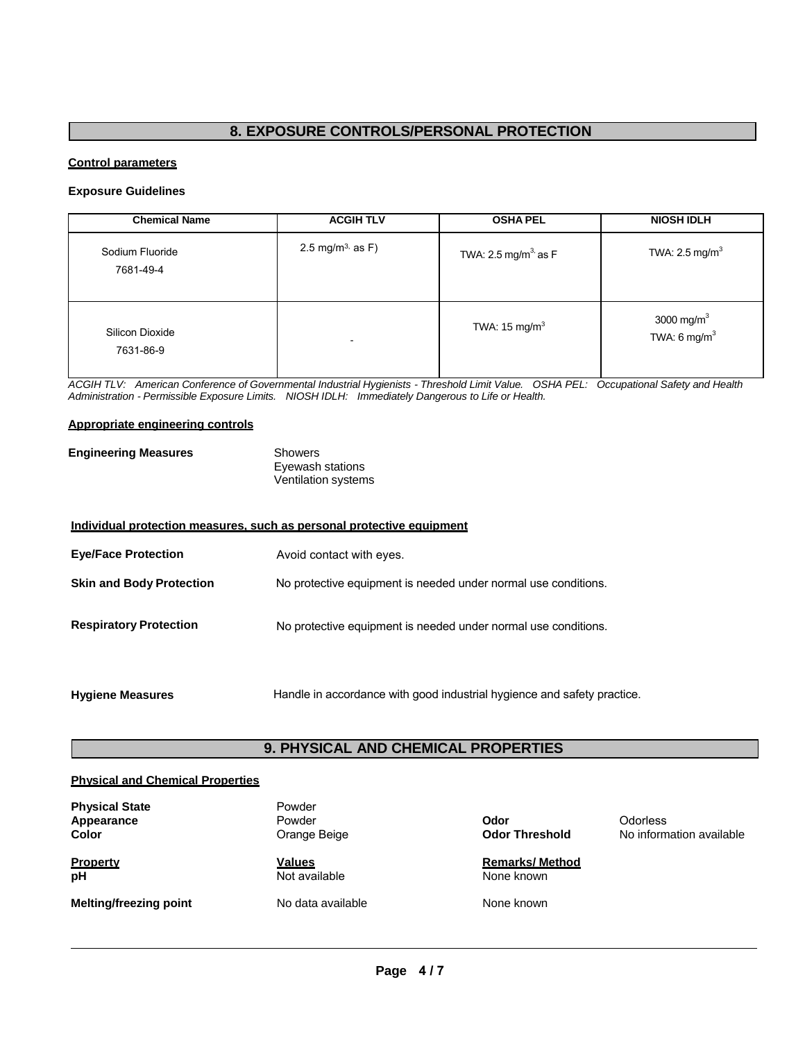## 8. EXPOSURE CONTROLS/PERSONAL PROTECTION

**Control parameters**

**Exposure Guidelines**

| Chemical Name | ACGIH TLV | OSHA PEL | NIOSH IDLH |
|---|---|---|---|
| Sodium Fluoride<br>7681-49-4 | 2.5 $mg/m^3$, as F) | TWA: 2.5 $mg/m^3$ as F | TWA: 2.5 $mg/m^3$ |
| Silicon Dioxide<br>7631-86-9 | - | TWA: 15 $mg/m^3$ | 3000 $mg/m^3$<br>TWA: 6 $mg/m^3$ |

*ACGIH TLV: American Conference of Governmental Industrial Hygienists - Threshold Limit Value. OSHA PEL: Occupational Safety and Health Administration - Permissible Exposure Limits. NIOSH IDLH: Immediately Dangerous to Life or Health.*

**Appropriate engineering controls**

**Engineering Measures**
Showers
Eyewash stations
Ventilation systems

**Individual protection measures, such as personal protective equipment**

**Eye/Face Protection** Avoid contact with eyes.

**Skin and Body Protection** No protective equipment is needed under normal use conditions.

**Respiratory Protection** No protective equipment is needed under normal use conditions.

**Hygiene Measures** Handle in accordance with good industrial hygiene and safety practice.

## 9. PHYSICAL AND CHEMICAL PROPERTIES

**Physical and Chemical Properties**

**Physical State** Powder
**Appearance** Powder
**Color** Orange Beige

**Odor** Odorless
**Odor Threshold** No information available

| Property | Values | Remarks/ Method |
|---|---|---|
| **pH** | Not available | None known |
| **Melting/freezing point** | No data available | None known |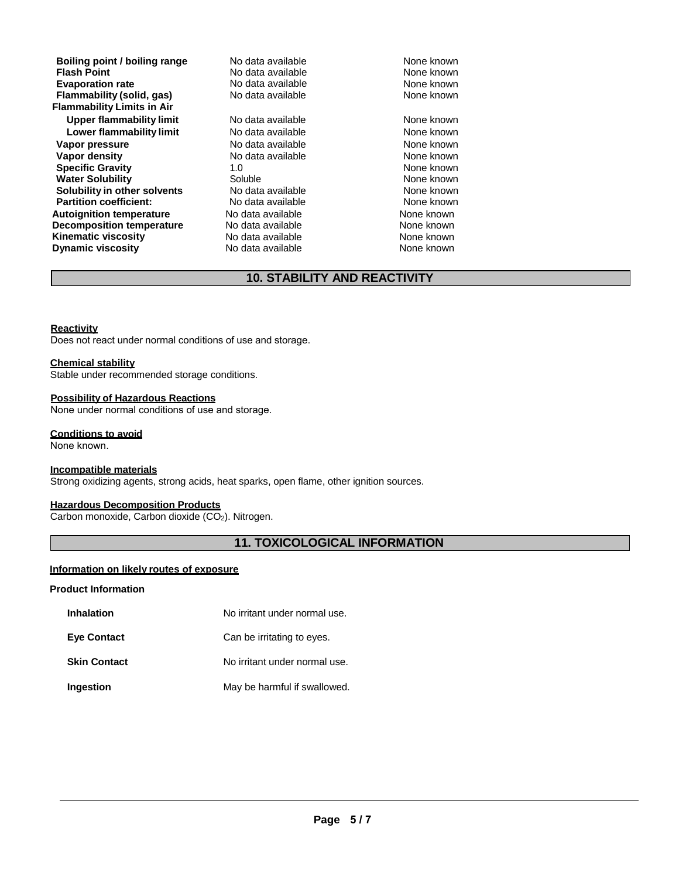| | | |
|---|---|---|
| **Boiling point / boiling range** | No data available | None known |
| **Flash Point** | No data available | None known |
| **Evaporation rate** | No data available | None known |
| **Flammability (solid, gas)** | No data available | None known |
| **Flammability Limits in Air** | | |
| **Upper flammability limit** | No data available | None known |
| **Lower flammability limit** | No data available | None known |
| **Vapor pressure** | No data available | None known |
| **Vapor density** | No data available | None known |
| **Specific Gravity** | 1.0 | None known |
| **Water Solubility** | Soluble | None known |
| **Solubility in other solvents** | No data available | None known |
| **Partition coefficient:** | No data available | None known |
| **Autoignition temperature** | No data available | None known |
| **Decomposition temperature** | No data available | None known |
| **Kinematic viscosity** | No data available | None known |
| **Dynamic viscosity** | No data available | None known |

## 10. STABILITY AND REACTIVITY

**Reactivity**
Does not react under normal conditions of use and storage.

**Chemical stability**
Stable under recommended storage conditions.

**Possibility of Hazardous Reactions**
None under normal conditions of use and storage.

**Conditions to avoid**
None known.

**Incompatible materials**
Strong oxidizing agents, strong acids, heat sparks, open flame, other ignition sources.

**Hazardous Decomposition Products**
Carbon monoxide, Carbon dioxide ($CO_2$). Nitrogen.

## 11. TOXICOLOGICAL INFORMATION

**Information on likely routes of exposure**

**Product Information**

| | |
|---|---|
| **Inhalation** | No irritant under normal use. |
| **Eye Contact** | Can be irritating to eyes. |
| **Skin Contact** | No irritant under normal use. |
| **Ingestion** | May be harmful if swallowed. |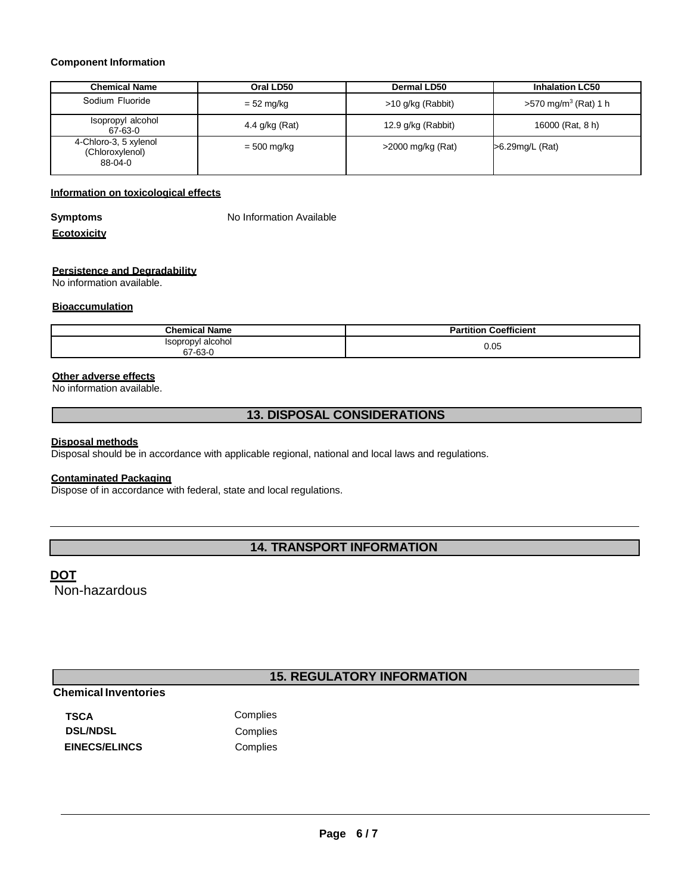**Component Information**

| Chemical Name | Oral LD50 | Dermal LD50 | Inhalation LC50 |
|---|---|---|---|
| Sodium Fluoride | = 52 mg/kg | >10 g/kg (Rabbit) | >570 mg/m$^3$ (Rat) 1 h |
| Isopropyl alcohol 67-63-0 | 4.4 g/kg (Rat) | 12.9 g/kg (Rabbit) | 16000 (Rat, 8 h) |
| 4-Chloro-3, 5 xylenol (Chloroxylenol) 88-04-0 | = 500 mg/kg | >2000 mg/kg (Rat) | >6.29mg/L (Rat) |

**Information on toxicological effects**

**Symptoms** No Information Available

**Ecotoxicity**

**Persistence and Degradability**

No information available.

**Bioaccumulation**

| Chemical Name | Partition Coefficient |
|---|---|
| Isopropyl alcohol 67-63-0 | 0.05 |

**Other adverse effects**

No information available.

## 13. DISPOSAL CONSIDERATIONS

**Disposal methods**

Disposal should be in accordance with applicable regional, national and local laws and regulations.

**Contaminated Packaging**

Dispose of in accordance with federal, state and local regulations.

## 14. TRANSPORT INFORMATION

**DOT**

Non-hazardous

## 15. REGULATORY INFORMATION

**Chemical Inventories**

| | |
|---|---|
| **TSCA** | Complies |
| **DSL/NDSL** | Complies |
| **EINECS/ELINCS** | Complies |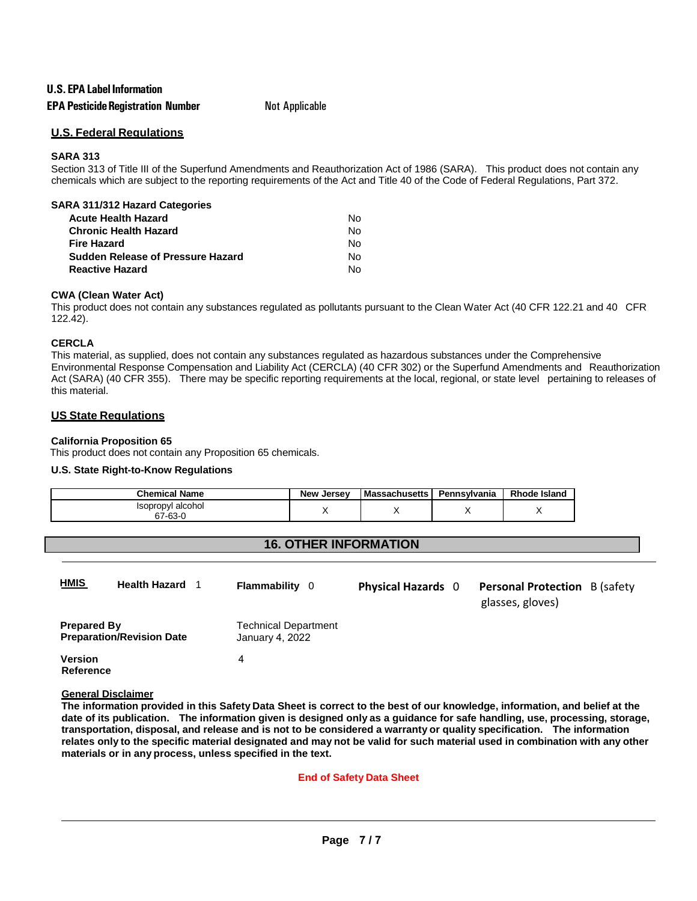**U.S. EPA Label Information**

**EPA Pesticide Registration Number** Not Applicable

## U.S. Federal Regulations

**SARA 313**

Section 313 of Title III of the Superfund Amendments and Reauthorization Act of 1986 (SARA). This product does not contain any chemicals which are subject to the reporting requirements of the Act and Title 40 of the Code of Federal Regulations, Part 372.

**SARA 311/312 Hazard Categories**

| | |
|---|---|
| **Acute Health Hazard** | No |
| **Chronic Health Hazard** | No |
| **Fire Hazard** | No |
| **Sudden Release of Pressure Hazard** | No |
| **Reactive Hazard** | No |

**CWA (Clean Water Act)**

This product does not contain any substances regulated as pollutants pursuant to the Clean Water Act (40 CFR 122.21 and 40 CFR 122.42).

**CERCLA**

This material, as supplied, does not contain any substances regulated as hazardous substances under the Comprehensive Environmental Response Compensation and Liability Act (CERCLA) (40 CFR 302) or the Superfund Amendments and Reauthorization Act (SARA) (40 CFR 355). There may be specific reporting requirements at the local, regional, or state level pertaining to releases of this material.

## US State Regulations

**California Proposition 65**

This product does not contain any Proposition 65 chemicals.

**U.S. State Right-to-Know Regulations**

| Chemical Name | New Jersey | Massachusetts | Pennsylvania | Rhode Island |
|---|---|---|---|---|
| Isopropyl alcohol<br>67-63-0 | X | X | X | X |

## 16. OTHER INFORMATION

| | | | | |
|---|---|---|---|---|
| **HMIS** | **Health Hazard** 1 | **Flammability** 0 | **Physical Hazards** 0 | **Personal Protection** B (safety glasses, gloves) |

| | |
|---|---|
| **Prepared By** | Technical Department |
| **Preparation/Revision Date** | January 4, 2022 |
| **Version** | 4 |
| **Reference** | |

**General Disclaimer**

**The information provided in this Safety Data Sheet is correct to the best of our knowledge, information, and belief at the date of its publication. The information given is designed only as a guidance for safe handling, use, processing, storage, transportation, disposal, and release and is not to be considered a warranty or quality specification. The information relates only to the specific material designated and may not be valid for such material used in combination with any other materials or in any process, unless specified in the text.**

**End of Safety Data Sheet**